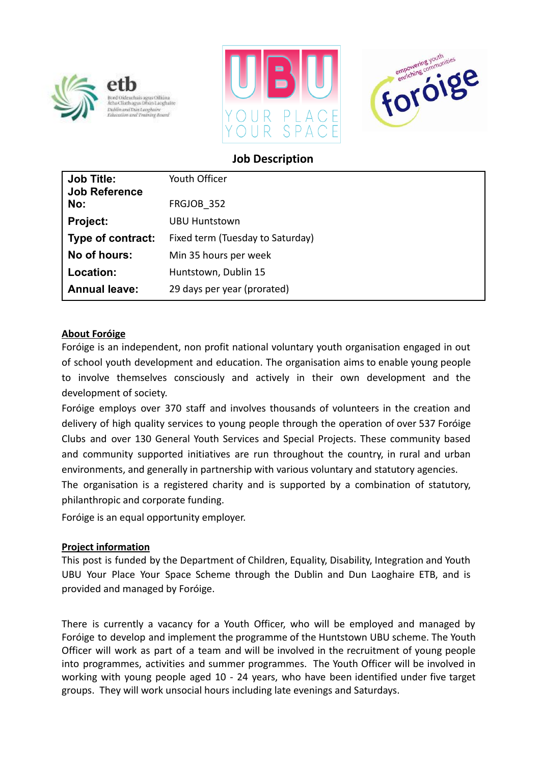# Job Description

| | |
|---|---|
| **Job Title:** | Youth Officer |
| **Job Reference No:** | FRGJOB_352 |
| **Project:** | UBU Huntstown |
| **Type of contract:** | Fixed term (Tuesday to Saturday) |
| **No of hours:** | Min 35 hours per week |
| **Location:** | Huntstown, Dublin 15 |
| **Annual leave:** | 29 days per year (prorated) |

## About Foróige

Foróige is an independent, non profit national voluntary youth organisation engaged in out of school youth development and education. The organisation aims to enable young people to involve themselves consciously and actively in their own development and the development of society.

Foróige employs over 370 staff and involves thousands of volunteers in the creation and delivery of high quality services to young people through the operation of over 537 Foróige Clubs and over 130 General Youth Services and Special Projects. These community based and community supported initiatives are run throughout the country, in rural and urban environments, and generally in partnership with various voluntary and statutory agencies.

The organisation is a registered charity and is supported by a combination of statutory, philanthropic and corporate funding.

Foróige is an equal opportunity employer.

## Project information

This post is funded by the Department of Children, Equality, Disability, Integration and Youth UBU Your Place Your Space Scheme through the Dublin and Dun Laoghaire ETB, and is provided and managed by Foróige.

There is currently a vacancy for a Youth Officer, who will be employed and managed by Foróige to develop and implement the programme of the Huntstown UBU scheme. The Youth Officer will work as part of a team and will be involved in the recruitment of young people into programmes, activities and summer programmes. The Youth Officer will be involved in working with young people aged 10 - 24 years, who have been identified under five target groups. They will work unsocial hours including late evenings and Saturdays.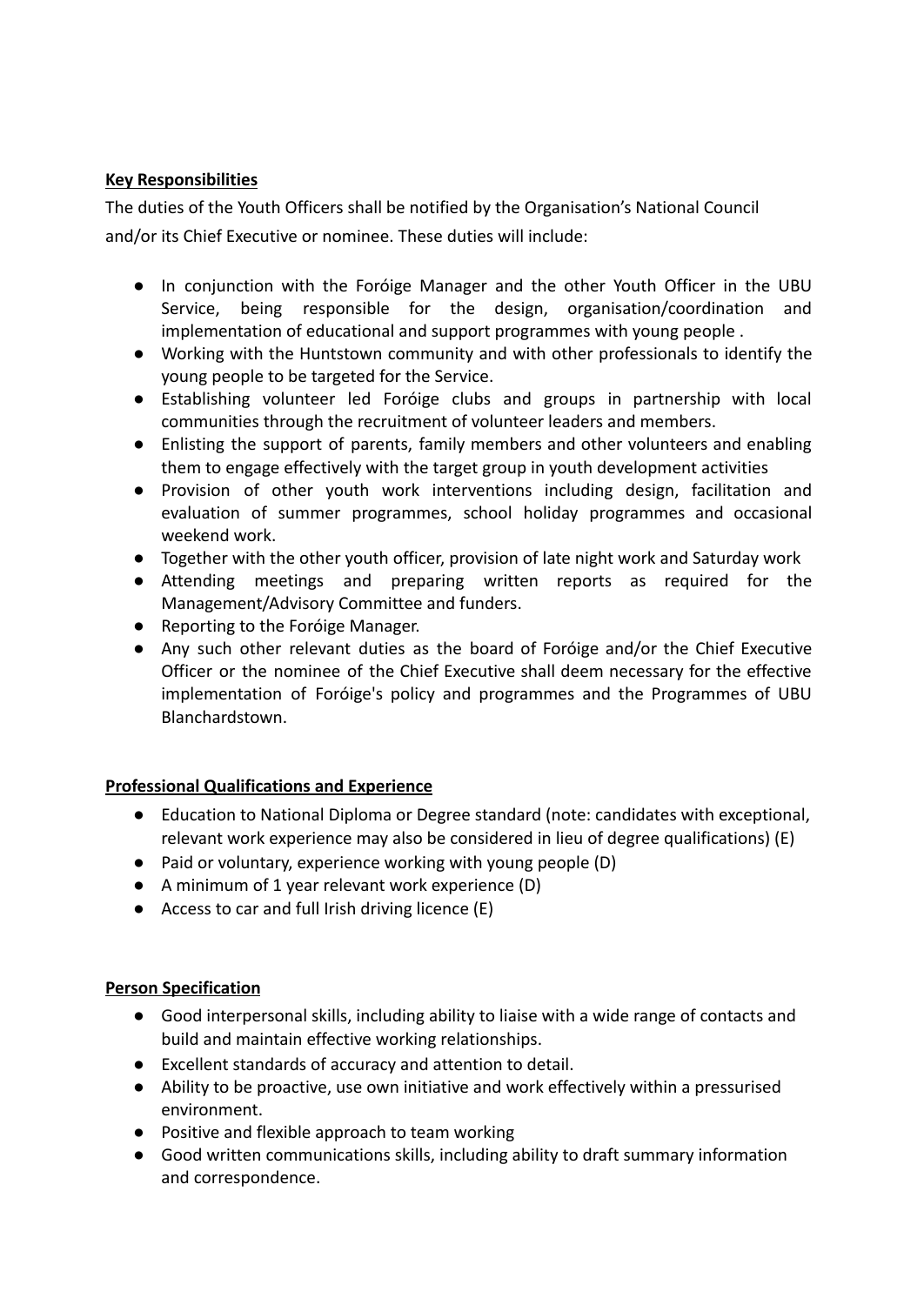**Key Responsibilities**

The duties of the Youth Officers shall be notified by the Organisation's National Council and/or its Chief Executive or nominee. These duties will include:

- In conjunction with the Foróige Manager and the other Youth Officer in the UBU Service, being responsible for the design, organisation/coordination and implementation of educational and support programmes with young people .
- Working with the Huntstown community and with other professionals to identify the young people to be targeted for the Service.
- Establishing volunteer led Foróige clubs and groups in partnership with local communities through the recruitment of volunteer leaders and members.
- Enlisting the support of parents, family members and other volunteers and enabling them to engage effectively with the target group in youth development activities
- Provision of other youth work interventions including design, facilitation and evaluation of summer programmes, school holiday programmes and occasional weekend work.
- Together with the other youth officer, provision of late night work and Saturday work
- Attending meetings and preparing written reports as required for the Management/Advisory Committee and funders.
- Reporting to the Foróige Manager.
- Any such other relevant duties as the board of Foróige and/or the Chief Executive Officer or the nominee of the Chief Executive shall deem necessary for the effective implementation of Foróige's policy and programmes and the Programmes of UBU Blanchardstown.

**Professional Qualifications and Experience**

- Education to National Diploma or Degree standard (note: candidates with exceptional, relevant work experience may also be considered in lieu of degree qualifications) (E)
- Paid or voluntary, experience working with young people (D)
- A minimum of 1 year relevant work experience (D)
- Access to car and full Irish driving licence (E)

**Person Specification**

- Good interpersonal skills, including ability to liaise with a wide range of contacts and build and maintain effective working relationships.
- Excellent standards of accuracy and attention to detail.
- Ability to be proactive, use own initiative and work effectively within a pressurised environment.
- Positive and flexible approach to team working
- Good written communications skills, including ability to draft summary information and correspondence.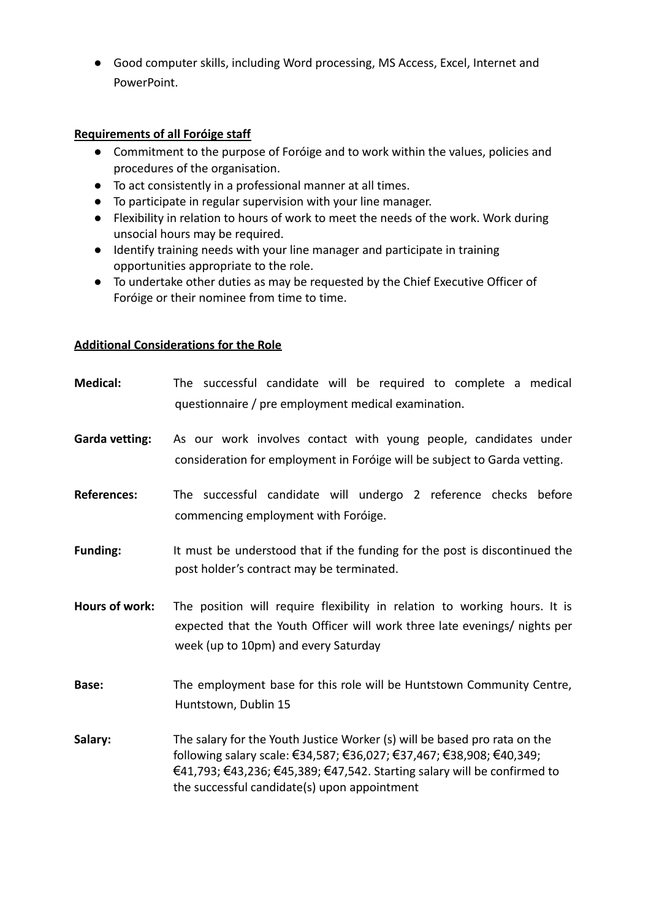- Good computer skills, including Word processing, MS Access, Excel, Internet and PowerPoint.

**Requirements of all Foróige staff**

- Commitment to the purpose of Foróige and to work within the values, policies and procedures of the organisation.
- To act consistently in a professional manner at all times.
- To participate in regular supervision with your line manager.
- Flexibility in relation to hours of work to meet the needs of the work. Work during unsocial hours may be required.
- Identify training needs with your line manager and participate in training opportunities appropriate to the role.
- To undertake other duties as may be requested by the Chief Executive Officer of Foróige or their nominee from time to time.

**Additional Considerations for the Role**

**Medical:** The successful candidate will be required to complete a medical questionnaire / pre employment medical examination.

**Garda vetting:** As our work involves contact with young people, candidates under consideration for employment in Foróige will be subject to Garda vetting.

**References:** The successful candidate will undergo 2 reference checks before commencing employment with Foróige.

**Funding:** It must be understood that if the funding for the post is discontinued the post holder's contract may be terminated.

**Hours of work:** The position will require flexibility in relation to working hours. It is expected that the Youth Officer will work three late evenings/ nights per week (up to 10pm) and every Saturday

**Base:** The employment base for this role will be Huntstown Community Centre, Huntstown, Dublin 15

**Salary:** The salary for the Youth Justice Worker (s) will be based pro rata on the following salary scale: €34,587; €36,027; €37,467; €38,908; €40,349; €41,793; €43,236; €45,389; €47,542. Starting salary will be confirmed to the successful candidate(s) upon appointment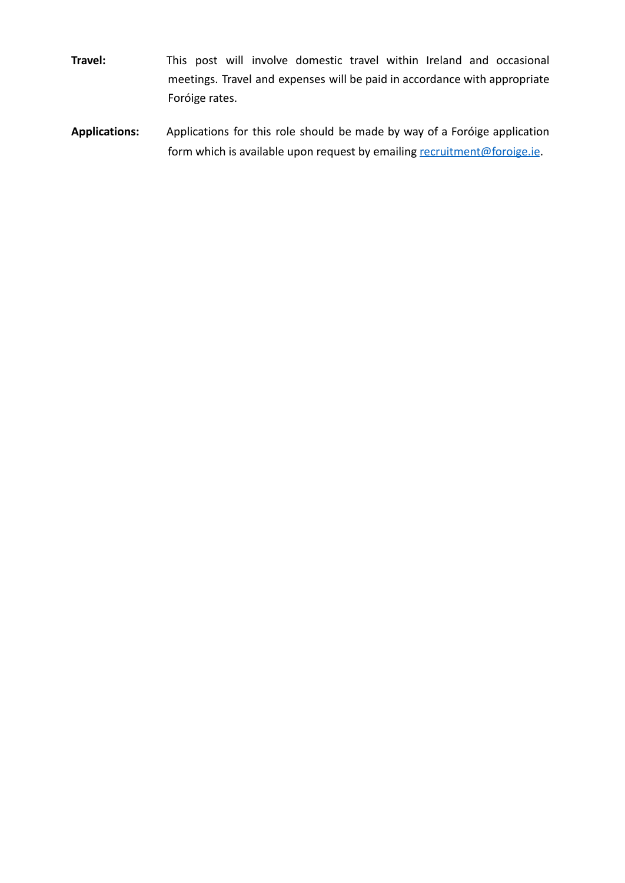**Travel:** This post will involve domestic travel within Ireland and occasional meetings. Travel and expenses will be paid in accordance with appropriate Foróige rates.

**Applications:** Applications for this role should be made by way of a Foróige application form which is available upon request by emailing recruitment@foroige.ie.